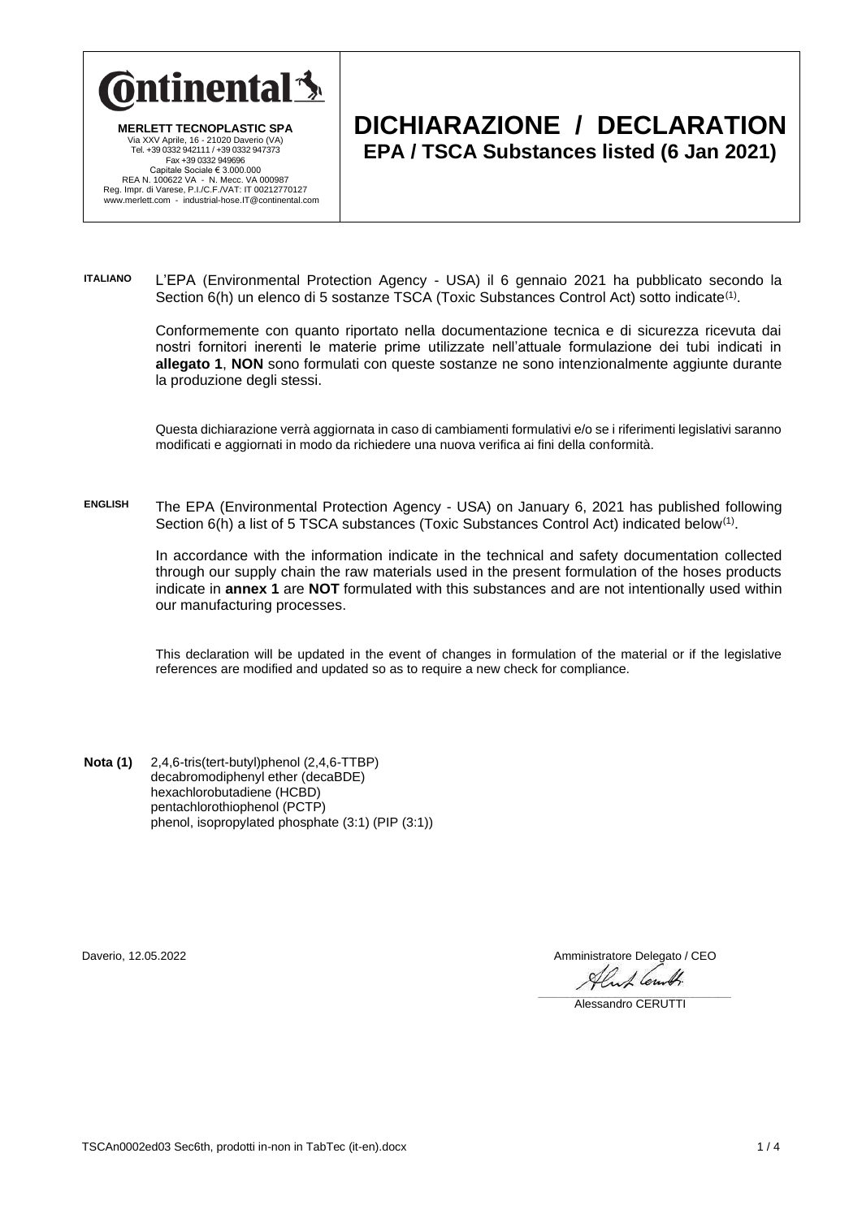**Continental**

**MERLETT TECNOPLASTIC SPA**
Via XXV Aprile, 16 - 21020 Daverio (VA)
Tel. +39 0332 942111 / +39 0332 947373
Fax +39 0332 949696
Capitale Sociale € 3.000.000
REA N. 100622 VA - N. Mecc. VA 000987
Reg. Impr. di Varese, P.I./C.F./VAT: IT 00212770127
www.merlett.com - industrial-hose.IT@continental.com

# DICHIARAZIONE / DECLARATION

## EPA / TSCA Substances listed (6 Jan 2021)

**ITALIANO** L'EPA (Environmental Protection Agency - USA) il 6 gennaio 2021 ha pubblicato secondo la Section 6(h) un elenco di 5 sostanze TSCA (Toxic Substances Control Act) sotto indicate(1).

Conformemente con quanto riportato nella documentazione tecnica e di sicurezza ricevuta dai nostri fornitori inerenti le materie prime utilizzate nell'attuale formulazione dei tubi indicati in **allegato 1**, **NON** sono formulati con queste sostanze ne sono intenzionalmente aggiunte durante la produzione degli stessi.

Questa dichiarazione verrà aggiornata in caso di cambiamenti formulativi e/o se i riferimenti legislativi saranno modificati e aggiornati in modo da richiedere una nuova verifica ai fini della conformità.

**ENGLISH** The EPA (Environmental Protection Agency - USA) on January 6, 2021 has published following Section 6(h) a list of 5 TSCA substances (Toxic Substances Control Act) indicated below(1).

In accordance with the information indicate in the technical and safety documentation collected through our supply chain the raw materials used in the present formulation of the hoses products indicate in **annex 1** are **NOT** formulated with this substances and are not intentionally used within our manufacturing processes.

This declaration will be updated in the event of changes in formulation of the material or if the legislative references are modified and updated so as to require a new check for compliance.

**Nota (1)** 2,4,6-tris(tert-butyl)phenol (2,4,6-TTBP)
decabromodiphenyl ether (decaBDE)
hexachlorobutadiene (HCBD)
pentachlorothiophenol (PCTP)
phenol, isopropylated phosphate (3:1) (PIP (3:1))

Daverio, 12.05.2022

Amministratore Delegato / CEO

Alessandro CERUTTI

TSCAn0002ed03 Sec6th, prodotti in-non in TabTec (it-en).docx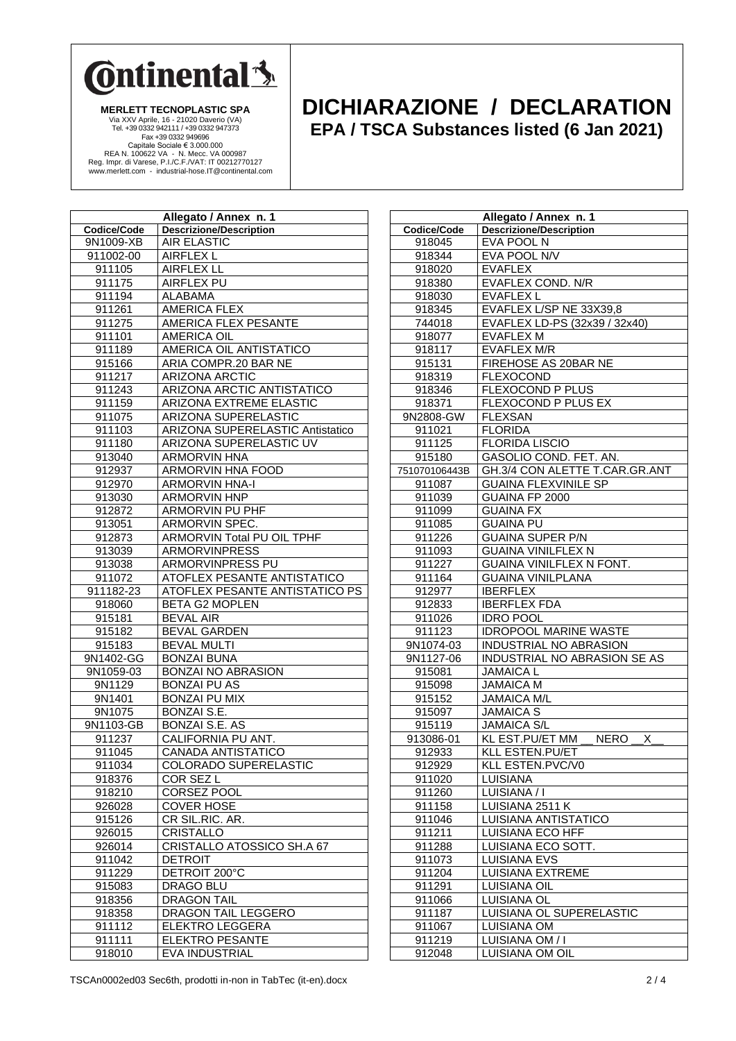**MERLETT TECNOPLASTIC SPA**
Via XXV Aprile, 16 - 21020 Daverio (VA)
Tel. +39 0332 942111 / +39 0332 947373
Fax +39 0332 949696
Capitale Sociale € 3.000.000
REA N. 100622 VA - N. Mecc. VA 000987
Reg. Impr. di Varese, P.I./C.F./VAT: IT 00212770127
www.merlett.com - industrial-hose.IT@continental.com

# DICHIARAZIONE / DECLARATION

## EPA / TSCA Substances listed (6 Jan 2021)

| Allegato / Annex n. 1 | |
|---|---|
| **Codice/Code** | **Descrizione/Description** |
| 9N1009-XB | AIR ELASTIC |
| 911002-00 | AIRFLEX L |
| 911105 | AIRFLEX LL |
| 911175 | AIRFLEX PU |
| 911194 | ALABAMA |
| 911261 | AMERICA FLEX |
| 911275 | AMERICA FLEX PESANTE |
| 911101 | AMERICA OIL |
| 911189 | AMERICA OIL ANTISTATICO |
| 915166 | ARIA COMPR.20 BAR NE |
| 911217 | ARIZONA ARCTIC |
| 911243 | ARIZONA ARCTIC ANTISTATICO |
| 911159 | ARIZONA EXTREME ELASTIC |
| 911075 | ARIZONA SUPERELASTIC |
| 911103 | ARIZONA SUPERELASTIC Antistatico |
| 911180 | ARIZONA SUPERELASTIC UV |
| 913040 | ARMORVIN HNA |
| 912937 | ARMORVIN HNA FOOD |
| 912970 | ARMORVIN HNA-I |
| 913030 | ARMORVIN HNP |
| 912872 | ARMORVIN PU PHF |
| 913051 | ARMORVIN SPEC. |
| 912873 | ARMORVIN Total PU OIL TPHF |
| 913039 | ARMORVINPRESS |
| 913038 | ARMORVINPRESS PU |
| 911072 | ATOFLEX PESANTE ANTISTATICO |
| 911182-23 | ATOFLEX PESANTE ANTISTATICO PS |
| 918060 | BETA G2 MOPLEN |
| 915181 | BEVAL AIR |
| 915182 | BEVAL GARDEN |
| 915183 | BEVAL MULTI |
| 9N1402-GG | BONZAI BUNA |
| 9N1059-03 | BONZAI NO ABRASION |
| 9N1129 | BONZAI PU AS |
| 9N1401 | BONZAI PU MIX |
| 9N1075 | BONZAI S.E. |
| 9N1103-GB | BONZAI S.E. AS |
| 911237 | CALIFORNIA PU ANT. |
| 911045 | CANADA ANTISTATICO |
| 911034 | COLORADO SUPERELASTIC |
| 918376 | COR SEZ L |
| 918210 | CORSEZ POOL |
| 926028 | COVER HOSE |
| 915126 | CR SIL.RIC. AR. |
| 926015 | CRISTALLO |
| 926014 | CRISTALLO ATOSSICO SH.A 67 |
| 911042 | DETROIT |
| 911229 | DETROIT 200°C |
| 915083 | DRAGO BLU |
| 918356 | DRAGON TAIL |
| 918358 | DRAGON TAIL LEGGERO |
| 911112 | ELEKTRO LEGGERA |
| 911111 | ELEKTRO PESANTE |
| 918010 | EVA INDUSTRIAL |
| 918045 | EVA POOL N |
| 918344 | EVA POOL N/V |
| 918020 | EVAFLEX |
| 918380 | EVAFLEX COND. N/R |
| 918030 | EVAFLEX L |
| 918345 | EVAFLEX L/SP NE 33X39,8 |
| 744018 | EVAFLEX LD-PS (32x39 / 32x40) |
| 918077 | EVAFLEX M |
| 918117 | EVAFLEX M/R |
| 915131 | FIREHOSE AS 20BAR NE |
| 918319 | FLEXOCOND |
| 918346 | FLEXOCOND P PLUS |
| 918371 | FLEXOCOND P PLUS EX |
| 9N2808-GW | FLEXSAN |
| 911021 | FLORIDA |
| 911125 | FLORIDA LISCIO |
| 915180 | GASOLIO COND. FET. AN. |
| 751070106443B | GH.3/4 CON ALETTE T.CAR.GR.ANT |
| 911087 | GUAINA FLEXVINILE SP |
| 911039 | GUAINA FP 2000 |
| 911099 | GUAINA FX |
| 911085 | GUAINA PU |
| 911226 | GUAINA SUPER P/N |
| 911093 | GUAINA VINILFLEX N |
| 911227 | GUAINA VINILFLEX N FONT. |
| 911164 | GUAINA VINILPLANA |
| 912977 | IBERFLEX |
| 912833 | IBERFLEX FDA |
| 911026 | IDRO POOL |
| 911123 | IDROPOOL MARINE WASTE |
| 9N1074-03 | INDUSTRIAL NO ABRASION |
| 9N1127-06 | INDUSTRIAL NO ABRASION SE AS |
| 915081 | JAMAICA L |
| 915098 | JAMAICA M |
| 915152 | JAMAICA M/L |
| 915097 | JAMAICA S |
| 915119 | JAMAICA S/L |
| 913086-01 | KL EST.PU/ET MM __ NERO __X__ |
| 912933 | KLL ESTEN.PU/ET |
| 912929 | KLL ESTEN.PVC/V0 |
| 911020 | LUISIANA |
| 911260 | LUISIANA / I |
| 911158 | LUISIANA 2511 K |
| 911046 | LUISIANA ANTISTATICO |
| 911211 | LUISIANA ECO HFF |
| 911288 | LUISIANA ECO SOTT. |
| 911073 | LUISIANA EVS |
| 911204 | LUISIANA EXTREME |
| 911291 | LUISIANA OIL |
| 911066 | LUISIANA OL |
| 911187 | LUISIANA OL SUPERELASTIC |
| 911067 | LUISIANA OM |
| 911219 | LUISIANA OM / I |
| 912048 | LUISIANA OM OIL |

TSCAn0002ed03 Sec6th, prodotti in-non in TabTec (it-en).docx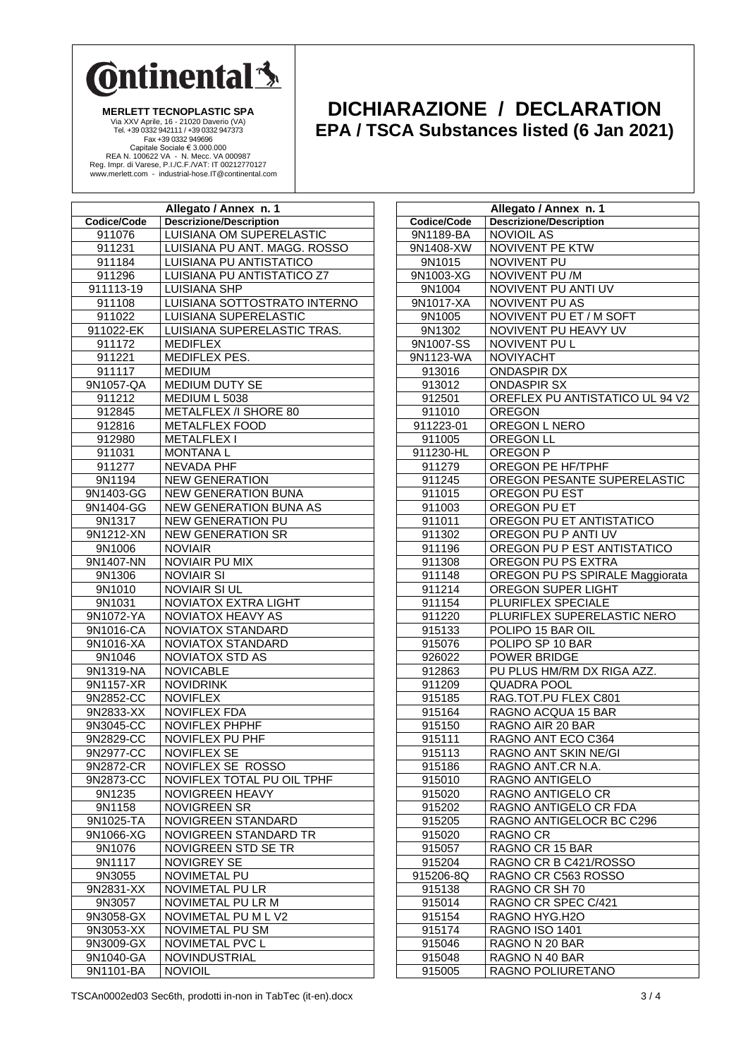Continental

**MERLETT TECNOPLASTIC SPA**
Via XXV Aprile, 16 - 21020 Daverio (VA)
Tel. +39 0332 942111 / +39 0332 947373
Fax +39 0332 949696
Capitale Sociale € 3.000.000
REA N. 100622 VA - N. Mecc. VA 000987
Reg. Impr. di Varese, P.I./C.F./VAT: IT 00212770127
www.merlett.com - industrial-hose.IT@continental.com

# DICHIARAZIONE / DECLARATION
## EPA / TSCA Substances listed (6 Jan 2021)

| Allegato / Annex n. 1 | |
|---|---|
| **Codice/Code** | **Descrizione/Description** |
| 911076 | LUISIANA OM SUPERELASTIC |
| 911231 | LUISIANA PU ANT. MAGG. ROSSO |
| 911184 | LUISIANA PU ANTISTATICO |
| 911296 | LUISIANA PU ANTISTATICO Z7 |
| 911113-19 | LUISIANA SHP |
| 911108 | LUISIANA SOTTOSTRATO INTERNO |
| 911022 | LUISIANA SUPERELASTIC |
| 911022-EK | LUISIANA SUPERELASTIC TRAS. |
| 911172 | MEDIFLEX |
| 911221 | MEDIFLEX PES. |
| 911117 | MEDIUM |
| 9N1057-QA | MEDIUM DUTY SE |
| 911212 | MEDIUM L 5038 |
| 912845 | METALFLEX /I SHORE 80 |
| 912816 | METALFLEX FOOD |
| 912980 | METALFLEX I |
| 911031 | MONTANA L |
| 911277 | NEVADA PHF |
| 9N1194 | NEW GENERATION |
| 9N1403-GG | NEW GENERATION BUNA |
| 9N1404-GG | NEW GENERATION BUNA AS |
| 9N1317 | NEW GENERATION PU |
| 9N1212-XN | NEW GENERATION SR |
| 9N1006 | NOVIAIR |
| 9N1407-NN | NOVIAIR PU MIX |
| 9N1306 | NOVIAIR SI |
| 9N1010 | NOVIAIR SI UL |
| 9N1031 | NOVIATOX EXTRA LIGHT |
| 9N1072-YA | NOVIATOX HEAVY AS |
| 9N1016-CA | NOVIATOX STANDARD |
| 9N1016-XA | NOVIATOX STANDARD |
| 9N1046 | NOVIATOX STD AS |
| 9N1319-NA | NOVICABLE |
| 9N1157-XR | NOVIDRINK |
| 9N2852-CC | NOVIFLEX |
| 9N2833-XX | NOVIFLEX FDA |
| 9N3045-CC | NOVIFLEX PHPHF |
| 9N2829-CC | NOVIFLEX PU PHF |
| 9N2977-CC | NOVIFLEX SE |
| 9N2872-CR | NOVIFLEX SE ROSSO |
| 9N2873-CC | NOVIFLEX TOTAL PU OIL TPHF |
| 9N1235 | NOVIGREEN HEAVY |
| 9N1158 | NOVIGREEN SR |
| 9N1025-TA | NOVIGREEN STANDARD |
| 9N1066-XG | NOVIGREEN STANDARD TR |
| 9N1076 | NOVIGREEN STD SE TR |
| 9N1117 | NOVIGREY SE |
| 9N3055 | NOVIMETAL PU |
| 9N2831-XX | NOVIMETAL PU LR |
| 9N3057 | NOVIMETAL PU LR M |
| 9N3058-GX | NOVIMETAL PU M L V2 |
| 9N3053-XX | NOVIMETAL PU SM |
| 9N3009-GX | NOVIMETAL PVC L |
| 9N1040-GA | NOVINDUSTRIAL |
| 9N1101-BA | NOVIOIL |
| 9N1189-BA | NOVIOIL AS |
| 9N1408-XW | NOVIVENT PE KTW |
| 9N1015 | NOVIVENT PU |
| 9N1003-XG | NOVIVENT PU /M |
| 9N1004 | NOVIVENT PU ANTI UV |
| 9N1017-XA | NOVIVENT PU AS |
| 9N1005 | NOVIVENT PU ET / M SOFT |
| 9N1302 | NOVIVENT PU HEAVY UV |
| 9N1007-SS | NOVIVENT PU L |
| 9N1123-WA | NOVIYACHT |
| 913016 | ONDASPIR DX |
| 913012 | ONDASPIR SX |
| 912501 | OREFLEX PU ANTISTATICO UL 94 V2 |
| 911010 | OREGON |
| 911223-01 | OREGON L NERO |
| 911005 | OREGON LL |
| 911230-HL | OREGON P |
| 911279 | OREGON PE HF/TPHF |
| 911245 | OREGON PESANTE SUPERELASTIC |
| 911015 | OREGON PU EST |
| 911003 | OREGON PU ET |
| 911011 | OREGON PU ET ANTISTATICO |
| 911302 | OREGON PU P ANTI UV |
| 911196 | OREGON PU P EST ANTISTATICO |
| 911308 | OREGON PU PS EXTRA |
| 911148 | OREGON PU PS SPIRALE Maggiorata |
| 911214 | OREGON SUPER LIGHT |
| 911154 | PLURIFLEX SPECIALE |
| 911220 | PLURIFLEX SUPERELASTIC NERO |
| 915133 | POLIPO 15 BAR OIL |
| 915076 | POLIPO SP 10 BAR |
| 926022 | POWER BRIDGE |
| 912863 | PU PLUS HM/RM DX RIGA AZZ. |
| 911209 | QUADRA POOL |
| 915185 | RAG.TOT.PU FLEX C801 |
| 915164 | RAGNO ACQUA 15 BAR |
| 915150 | RAGNO AIR 20 BAR |
| 915111 | RAGNO ANT ECO C364 |
| 915113 | RAGNO ANT SKIN NE/GI |
| 915186 | RAGNO ANT.CR N.A. |
| 915010 | RAGNO ANTIGELO |
| 915020 | RAGNO ANTIGELO CR |
| 915202 | RAGNO ANTIGELO CR FDA |
| 915205 | RAGNO ANTIGELOCR BC C296 |
| 915020 | RAGNO CR |
| 915057 | RAGNO CR 15 BAR |
| 915204 | RAGNO CR B C421/ROSSO |
| 915206-8Q | RAGNO CR C563 ROSSO |
| 915138 | RAGNO CR SH 70 |
| 915014 | RAGNO CR SPEC C/421 |
| 915154 | RAGNO HYG.H2O |
| 915174 | RAGNO ISO 1401 |
| 915046 | RAGNO N 20 BAR |
| 915048 | RAGNO N 40 BAR |
| 915005 | RAGNO POLIURETANO |

TSCAn0002ed03 Sec6th, prodotti in-non in TabTec (it-en).docx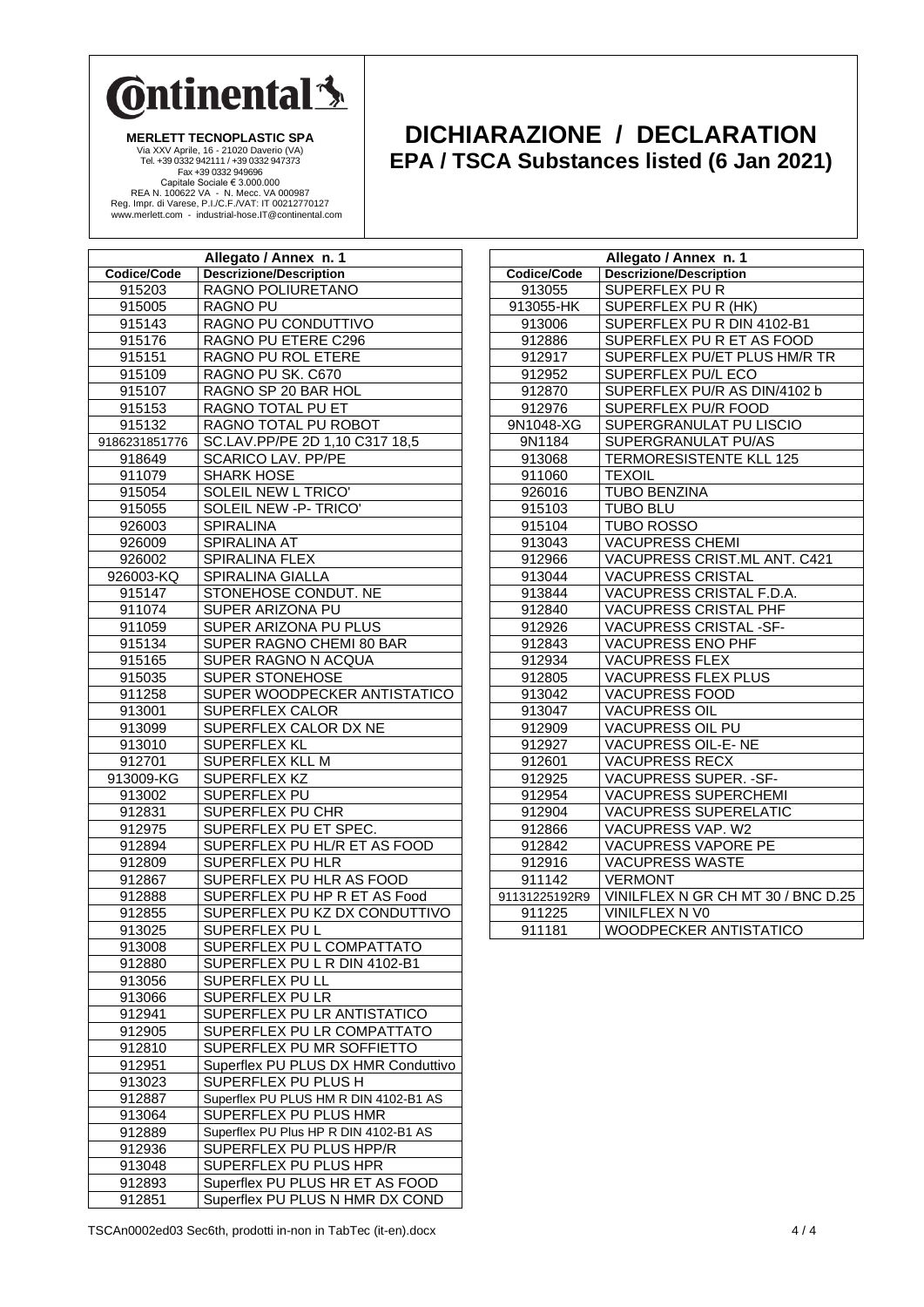**Continental**

**MERLETT TECNOPLASTIC SPA**
Via XXV Aprile, 16 - 21020 Daverio (VA)
Tel. +39 0332 942111 / +39 0332 947373
Fax +39 0332 949696
Capitale Sociale € 3.000.000
REA N. 100622 VA - N. Mecc. VA 000987
Reg. Impr. di Varese, P.I./C.F./VAT: IT 00212770127
www.merlett.com - industrial-hose.IT@continental.com

# DICHIARAZIONE / DECLARATION
## EPA / TSCA Substances listed (6 Jan 2021)

| Allegato / Annex n. 1 | |
|---|---|
| **Codice/Code** | **Descrizione/Description** |
| 915203 | RAGNO POLIURETANO |
| 915005 | RAGNO PU |
| 915143 | RAGNO PU CONDUTTIVO |
| 915176 | RAGNO PU ETERE C296 |
| 915151 | RAGNO PU ROL ETERE |
| 915109 | RAGNO PU SK. C670 |
| 915107 | RAGNO SP 20 BAR HOL |
| 915153 | RAGNO TOTAL PU ET |
| 915132 | RAGNO TOTAL PU ROBOT |
| 9186231851776 | SC.LAV.PP/PE 2D 1,10 C317 18,5 |
| 918649 | SCARICO LAV. PP/PE |
| 911079 | SHARK HOSE |
| 915054 | SOLEIL NEW L TRICO' |
| 915055 | SOLEIL NEW -P- TRICO' |
| 926003 | SPIRALINA |
| 926009 | SPIRALINA AT |
| 926002 | SPIRALINA FLEX |
| 926003-KQ | SPIRALINA GIALLA |
| 915147 | STONEHOSE CONDUT. NE |
| 911074 | SUPER ARIZONA PU |
| 911059 | SUPER ARIZONA PU PLUS |
| 915134 | SUPER RAGNO CHEMI 80 BAR |
| 915165 | SUPER RAGNO N ACQUA |
| 915035 | SUPER STONEHOSE |
| 911258 | SUPER WOODPECKER ANTISTATICO |
| 913001 | SUPERFLEX CALOR |
| 913099 | SUPERFLEX CALOR DX NE |
| 913010 | SUPERFLEX KL |
| 912701 | SUPERFLEX KLL M |
| 913009-KG | SUPERFLEX KZ |
| 913002 | SUPERFLEX PU |
| 912831 | SUPERFLEX PU CHR |
| 912975 | SUPERFLEX PU ET SPEC. |
| 912894 | SUPERFLEX PU HL/R ET AS FOOD |
| 912809 | SUPERFLEX PU HLR |
| 912867 | SUPERFLEX PU HLR AS FOOD |
| 912888 | SUPERFLEX PU HP R ET AS Food |
| 912855 | SUPERFLEX PU KZ DX CONDUTTIVO |
| 913025 | SUPERFLEX PU L |
| 913008 | SUPERFLEX PU L COMPATTATO |
| 912880 | SUPERFLEX PU L R DIN 4102-B1 |
| 913056 | SUPERFLEX PU LL |
| 913066 | SUPERFLEX PU LR |
| 912941 | SUPERFLEX PU LR ANTISTATICO |
| 912905 | SUPERFLEX PU LR COMPATTATO |
| 912810 | SUPERFLEX PU MR SOFFIETTO |
| 912951 | Superflex PU PLUS DX HMR Conduttivo |
| 913023 | SUPERFLEX PU PLUS H |
| 912887 | Superflex PU PLUS HM R DIN 4102-B1 AS |
| 913064 | SUPERFLEX PU PLUS HMR |
| 912889 | Superflex PU Plus HP R DIN 4102-B1 AS |
| 912936 | SUPERFLEX PU PLUS HPP/R |
| 913048 | SUPERFLEX PU PLUS HPR |
| 912893 | Superflex PU PLUS HR ET AS FOOD |
| 912851 | Superflex PU PLUS N HMR DX COND |
| 913055 | SUPERFLEX PU R |
| 913055-HK | SUPERFLEX PU R (HK) |
| 913006 | SUPERFLEX PU R DIN 4102-B1 |
| 912886 | SUPERFLEX PU R ET AS FOOD |
| 912917 | SUPERFLEX PU/ET PLUS HM/R TR |
| 912952 | SUPERFLEX PU/L ECO |
| 912870 | SUPERFLEX PU/R AS DIN/4102 b |
| 912976 | SUPERFLEX PU/R FOOD |
| 9N1048-XG | SUPERGRANULAT PU LISCIO |
| 9N1184 | SUPERGRANULAT PU/AS |
| 913068 | TERMORESISTENTE KLL 125 |
| 911060 | TEXOIL |
| 926016 | TUBO BENZINA |
| 915103 | TUBO BLU |
| 915104 | TUBO ROSSO |
| 913043 | VACUPRESS CHEMI |
| 912966 | VACUPRESS CRIST.ML ANT. C421 |
| 913044 | VACUPRESS CRISTAL |
| 913844 | VACUPRESS CRISTAL F.D.A. |
| 912840 | VACUPRESS CRISTAL PHF |
| 912926 | VACUPRESS CRISTAL -SF- |
| 912843 | VACUPRESS ENO PHF |
| 912934 | VACUPRESS FLEX |
| 912805 | VACUPRESS FLEX PLUS |
| 913042 | VACUPRESS FOOD |
| 913047 | VACUPRESS OIL |
| 912909 | VACUPRESS OIL PU |
| 912927 | VACUPRESS OIL-E- NE |
| 912601 | VACUPRESS RECX |
| 912925 | VACUPRESS SUPER. -SF- |
| 912954 | VACUPRESS SUPERCHEMI |
| 912904 | VACUPRESS SUPERELATIC |
| 912866 | VACUPRESS VAP. W2 |
| 912842 | VACUPRESS VAPORE PE |
| 912916 | VACUPRESS WASTE |
| 911142 | VERMONT |
| 91131225192R9 | VINILFLEX N GR CH MT 30 / BNC D.25 |
| 911225 | VINILFLEX N V0 |
| 911181 | WOODPECKER ANTISTATICO |

TSCAn0002ed03 Sec6th, prodotti in-non in TabTec (it-en).docx